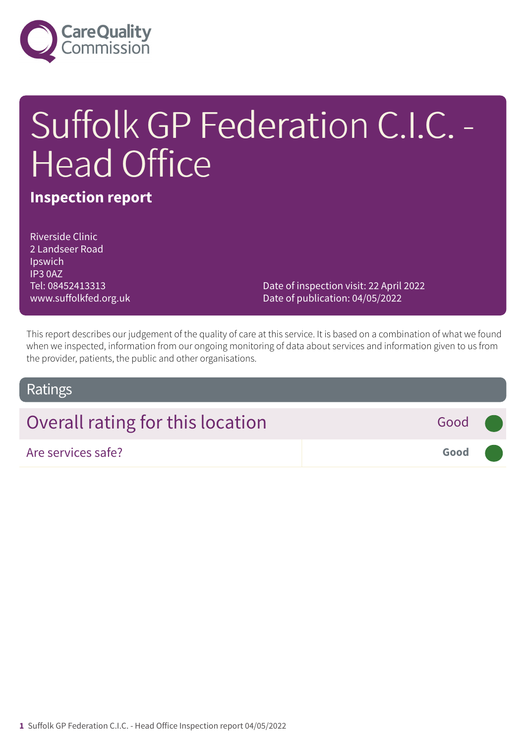# Suffolk GP Federation C.I.C. - Head Office

**Inspection report**

Riverside Clinic
2 Landseer Road
Ipswich
IP3 0AZ
Tel: 08452413313
www.suffolkfed.org.uk

Date of inspection visit: 22 April 2022
Date of publication: 04/05/2022

This report describes our judgement of the quality of care at this service. It is based on a combination of what we found when we inspected, information from our ongoing monitoring of data about services and information given to us from the provider, patients, the public and other organisations.

## Ratings

| | |
|---|---|
| Overall rating for this location | Good |
| Are services safe? | Good |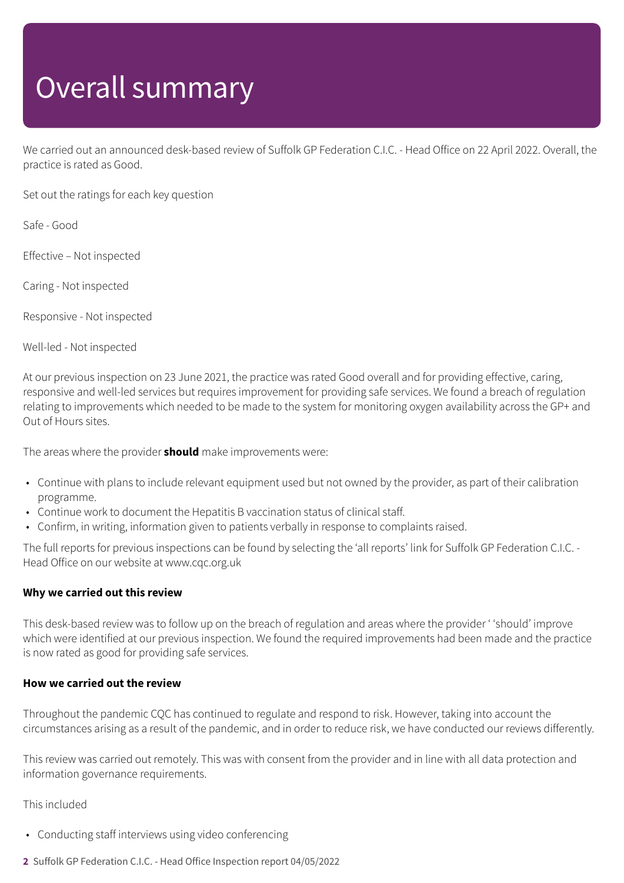# Overall summary

We carried out an announced desk-based review of Suffolk GP Federation C.I.C. - Head Office on 22 April 2022. Overall, the practice is rated as Good.

Set out the ratings for each key question

Safe - Good

Effective – Not inspected

Caring - Not inspected

Responsive - Not inspected

Well-led - Not inspected

At our previous inspection on 23 June 2021, the practice was rated Good overall and for providing effective, caring, responsive and well-led services but requires improvement for providing safe services. We found a breach of regulation relating to improvements which needed to be made to the system for monitoring oxygen availability across the GP+ and Out of Hours sites.

The areas where the provider **should** make improvements were:

- Continue with plans to include relevant equipment used but not owned by the provider, as part of their calibration programme.
- Continue work to document the Hepatitis B vaccination status of clinical staff.
- Confirm, in writing, information given to patients verbally in response to complaints raised.

The full reports for previous inspections can be found by selecting the 'all reports' link for Suffolk GP Federation C.I.C. - Head Office on our website at www.cqc.org.uk

**Why we carried out this review**

This desk-based review was to follow up on the breach of regulation and areas where the provider ' 'should' improve which were identified at our previous inspection. We found the required improvements had been made and the practice is now rated as good for providing safe services.

**How we carried out the review**

Throughout the pandemic CQC has continued to regulate and respond to risk. However, taking into account the circumstances arising as a result of the pandemic, and in order to reduce risk, we have conducted our reviews differently.

This review was carried out remotely. This was with consent from the provider and in line with all data protection and information governance requirements.

This included

- Conducting staff interviews using video conferencing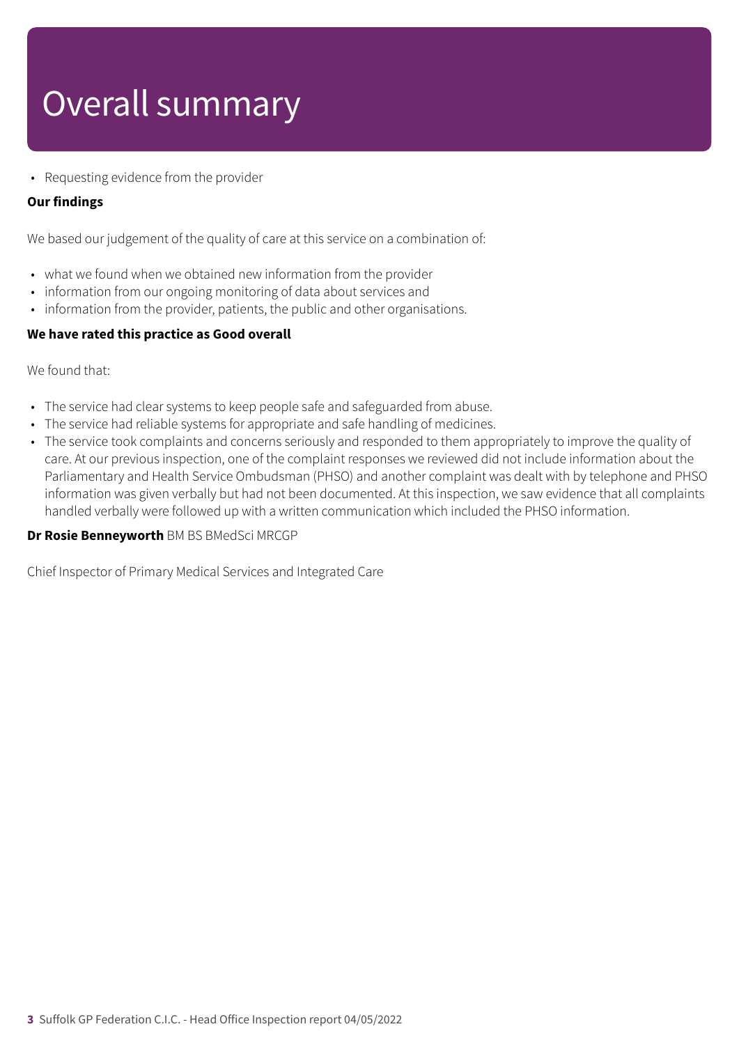# Overall summary

- Requesting evidence from the provider

**Our findings**

We based our judgement of the quality of care at this service on a combination of:

- what we found when we obtained new information from the provider
- information from our ongoing monitoring of data about services and
- information from the provider, patients, the public and other organisations.

**We have rated this practice as Good overall**

We found that:

- The service had clear systems to keep people safe and safeguarded from abuse.
- The service had reliable systems for appropriate and safe handling of medicines.
- The service took complaints and concerns seriously and responded to them appropriately to improve the quality of care. At our previous inspection, one of the complaint responses we reviewed did not include information about the Parliamentary and Health Service Ombudsman (PHSO) and another complaint was dealt with by telephone and PHSO information was given verbally but had not been documented. At this inspection, we saw evidence that all complaints handled verbally were followed up with a written communication which included the PHSO information.

**Dr Rosie Benneyworth** BM BS BMedSci MRCGP

Chief Inspector of Primary Medical Services and Integrated Care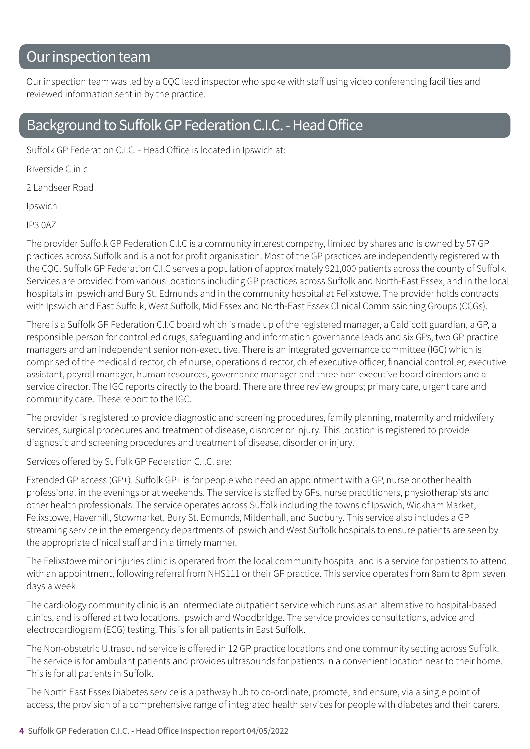## Our inspection team

Our inspection team was led by a CQC lead inspector who spoke with staff using video conferencing facilities and reviewed information sent in by the practice.

## Background to Suffolk GP Federation C.I.C. - Head Office

Suffolk GP Federation C.I.C. - Head Office is located in Ipswich at:

Riverside Clinic

2 Landseer Road

Ipswich

IP3 0AZ

The provider Suffolk GP Federation C.I.C is a community interest company, limited by shares and is owned by 57 GP practices across Suffolk and is a not for profit organisation. Most of the GP practices are independently registered with the CQC. Suffolk GP Federation C.I.C serves a population of approximately 921,000 patients across the county of Suffolk. Services are provided from various locations including GP practices across Suffolk and North-East Essex, and in the local hospitals in Ipswich and Bury St. Edmunds and in the community hospital at Felixstowe. The provider holds contracts with Ipswich and East Suffolk, West Suffolk, Mid Essex and North-East Essex Clinical Commissioning Groups (CCGs).

There is a Suffolk GP Federation C.I.C board which is made up of the registered manager, a Caldicott guardian, a GP, a responsible person for controlled drugs, safeguarding and information governance leads and six GPs, two GP practice managers and an independent senior non-executive. There is an integrated governance committee (IGC) which is comprised of the medical director, chief nurse, operations director, chief executive officer, financial controller, executive assistant, payroll manager, human resources, governance manager and three non-executive board directors and a service director. The IGC reports directly to the board. There are three review groups; primary care, urgent care and community care. These report to the IGC.

The provider is registered to provide diagnostic and screening procedures, family planning, maternity and midwifery services, surgical procedures and treatment of disease, disorder or injury. This location is registered to provide diagnostic and screening procedures and treatment of disease, disorder or injury.

Services offered by Suffolk GP Federation C.I.C. are:

Extended GP access (GP+). Suffolk GP+ is for people who need an appointment with a GP, nurse or other health professional in the evenings or at weekends. The service is staffed by GPs, nurse practitioners, physiotherapists and other health professionals. The service operates across Suffolk including the towns of Ipswich, Wickham Market, Felixstowe, Haverhill, Stowmarket, Bury St. Edmunds, Mildenhall, and Sudbury. This service also includes a GP streaming service in the emergency departments of Ipswich and West Suffolk hospitals to ensure patients are seen by the appropriate clinical staff and in a timely manner.

The Felixstowe minor injuries clinic is operated from the local community hospital and is a service for patients to attend with an appointment, following referral from NHS111 or their GP practice. This service operates from 8am to 8pm seven days a week.

The cardiology community clinic is an intermediate outpatient service which runs as an alternative to hospital-based clinics, and is offered at two locations, Ipswich and Woodbridge. The service provides consultations, advice and electrocardiogram (ECG) testing. This is for all patients in East Suffolk.

The Non-obstetric Ultrasound service is offered in 12 GP practice locations and one community setting across Suffolk. The service is for ambulant patients and provides ultrasounds for patients in a convenient location near to their home. This is for all patients in Suffolk.

The North East Essex Diabetes service is a pathway hub to co-ordinate, promote, and ensure, via a single point of access, the provision of a comprehensive range of integrated health services for people with diabetes and their carers.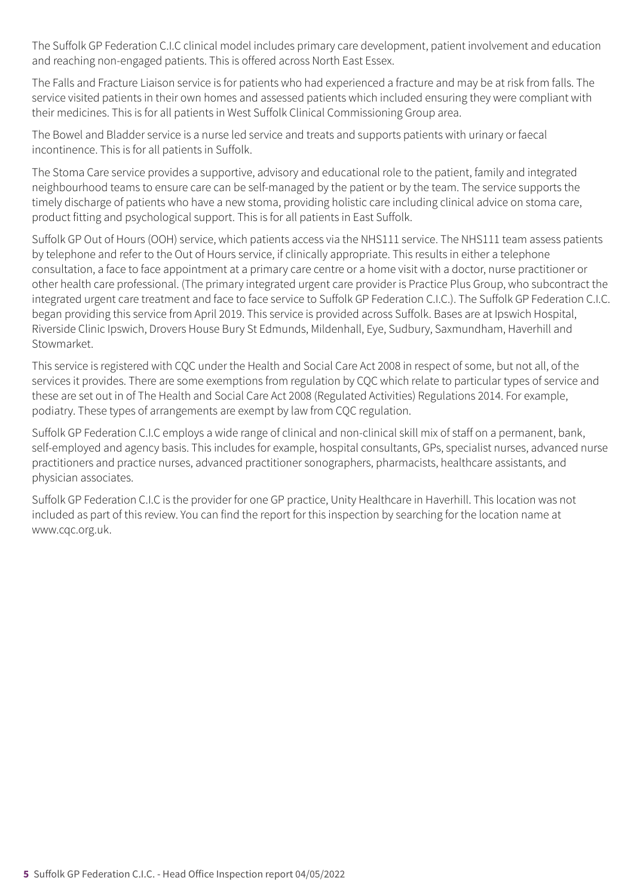The Suffolk GP Federation C.I.C clinical model includes primary care development, patient involvement and education and reaching non-engaged patients. This is offered across North East Essex.

The Falls and Fracture Liaison service is for patients who had experienced a fracture and may be at risk from falls. The service visited patients in their own homes and assessed patients which included ensuring they were compliant with their medicines. This is for all patients in West Suffolk Clinical Commissioning Group area.

The Bowel and Bladder service is a nurse led service and treats and supports patients with urinary or faecal incontinence. This is for all patients in Suffolk.

The Stoma Care service provides a supportive, advisory and educational role to the patient, family and integrated neighbourhood teams to ensure care can be self-managed by the patient or by the team. The service supports the timely discharge of patients who have a new stoma, providing holistic care including clinical advice on stoma care, product fitting and psychological support. This is for all patients in East Suffolk.

Suffolk GP Out of Hours (OOH) service, which patients access via the NHS111 service. The NHS111 team assess patients by telephone and refer to the Out of Hours service, if clinically appropriate. This results in either a telephone consultation, a face to face appointment at a primary care centre or a home visit with a doctor, nurse practitioner or other health care professional. (The primary integrated urgent care provider is Practice Plus Group, who subcontract the integrated urgent care treatment and face to face service to Suffolk GP Federation C.I.C.). The Suffolk GP Federation C.I.C. began providing this service from April 2019. This service is provided across Suffolk. Bases are at Ipswich Hospital, Riverside Clinic Ipswich, Drovers House Bury St Edmunds, Mildenhall, Eye, Sudbury, Saxmundham, Haverhill and Stowmarket.

This service is registered with CQC under the Health and Social Care Act 2008 in respect of some, but not all, of the services it provides. There are some exemptions from regulation by CQC which relate to particular types of service and these are set out in of The Health and Social Care Act 2008 (Regulated Activities) Regulations 2014. For example, podiatry. These types of arrangements are exempt by law from CQC regulation.

Suffolk GP Federation C.I.C employs a wide range of clinical and non-clinical skill mix of staff on a permanent, bank, self-employed and agency basis. This includes for example, hospital consultants, GPs, specialist nurses, advanced nurse practitioners and practice nurses, advanced practitioner sonographers, pharmacists, healthcare assistants, and physician associates.

Suffolk GP Federation C.I.C is the provider for one GP practice, Unity Healthcare in Haverhill. This location was not included as part of this review. You can find the report for this inspection by searching for the location name at www.cqc.org.uk.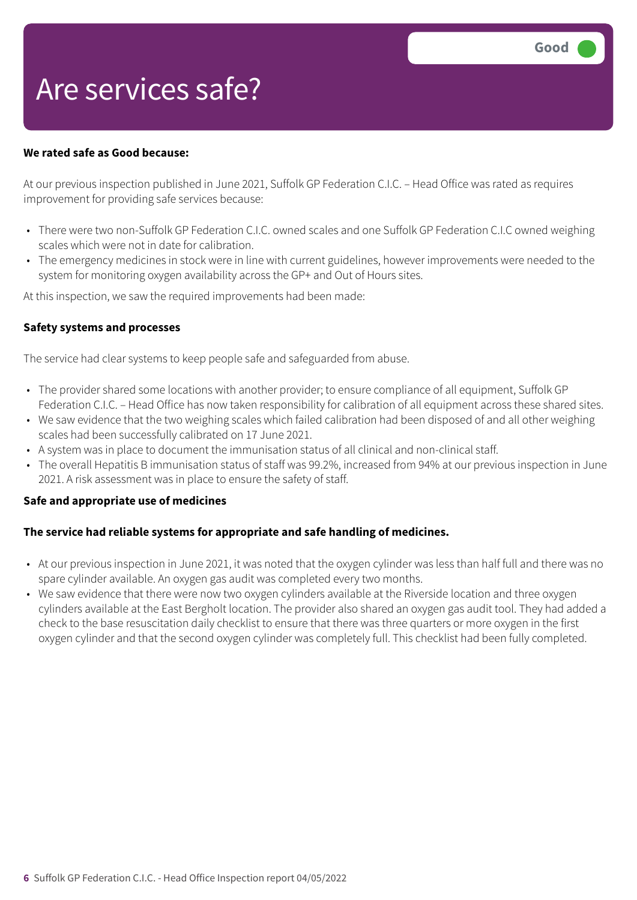Good

# Are services safe?

**We rated safe as Good because:**

At our previous inspection published in June 2021, Suffolk GP Federation C.I.C. – Head Office was rated as requires improvement for providing safe services because:

- There were two non-Suffolk GP Federation C.I.C. owned scales and one Suffolk GP Federation C.I.C owned weighing scales which were not in date for calibration.
- The emergency medicines in stock were in line with current guidelines, however improvements were needed to the system for monitoring oxygen availability across the GP+ and Out of Hours sites.

At this inspection, we saw the required improvements had been made:

**Safety systems and processes**

The service had clear systems to keep people safe and safeguarded from abuse.

- The provider shared some locations with another provider; to ensure compliance of all equipment, Suffolk GP Federation C.I.C. – Head Office has now taken responsibility for calibration of all equipment across these shared sites.
- We saw evidence that the two weighing scales which failed calibration had been disposed of and all other weighing scales had been successfully calibrated on 17 June 2021.
- A system was in place to document the immunisation status of all clinical and non-clinical staff.
- The overall Hepatitis B immunisation status of staff was 99.2%, increased from 94% at our previous inspection in June 2021. A risk assessment was in place to ensure the safety of staff.

**Safe and appropriate use of medicines**

**The service had reliable systems for appropriate and safe handling of medicines.**

- At our previous inspection in June 2021, it was noted that the oxygen cylinder was less than half full and there was no spare cylinder available. An oxygen gas audit was completed every two months.
- We saw evidence that there were now two oxygen cylinders available at the Riverside location and three oxygen cylinders available at the East Bergholt location. The provider also shared an oxygen gas audit tool. They had added a check to the base resuscitation daily checklist to ensure that there was three quarters or more oxygen in the first oxygen cylinder and that the second oxygen cylinder was completely full. This checklist had been fully completed.